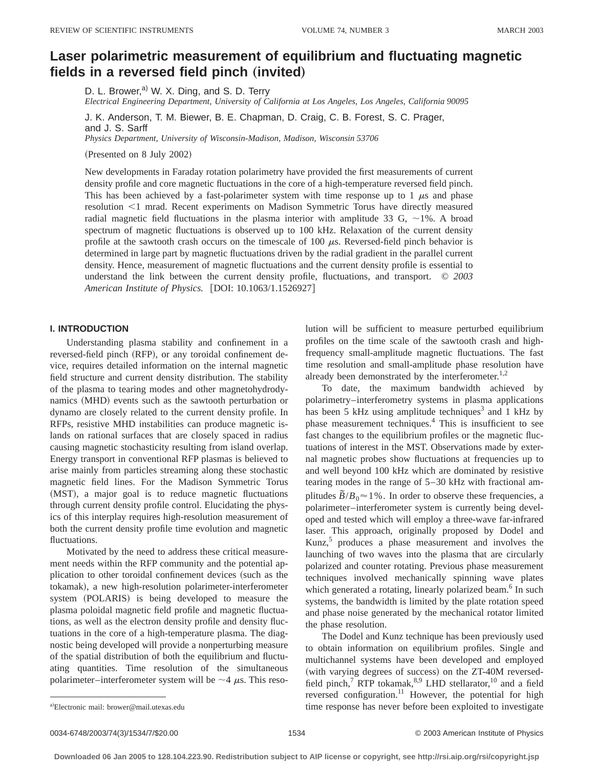# Laser polarimetric measurement of equilibrium and fluctuating magnetic fields in a reversed field pinch (invited)

D. L. Brower,[a] W. X. Ding, and S. D. Terry

*Electrical Engineering Department, University of California at Los Angeles, Los Angeles, California 90095*

J. K. Anderson, T. M. Biewer, B. E. Chapman, D. Craig, C. B. Forest, S. C. Prager, and J. S. Sarff

*Physics Department, University of Wisconsin-Madison, Madison, Wisconsin 53706*

(Presented on 8 July 2002)

New developments in Faraday rotation polarimetry have provided the first measurements of current density profile and core magnetic fluctuations in the core of a high-temperature reversed field pinch. This has been achieved by a fast-polarimeter system with time response up to 1 $\mu$s and phase resolution <1 mrad. Recent experiments on Madison Symmetric Torus have directly measured radial magnetic field fluctuations in the plasma interior with amplitude 33 G, ~1%. A broad spectrum of magnetic fluctuations is observed up to 100 kHz. Relaxation of the current density profile at the sawtooth crash occurs on the timescale of 100 $\mu$s. Reversed-field pinch behavior is determined in large part by magnetic fluctuations driven by the radial gradient in the parallel current density. Hence, measurement of magnetic fluctuations and the current density profile is essential to understand the link between the current density profile, fluctuations, and transport. © *2003 American Institute of Physics.* [DOI: 10.1063/1.1526927]

## I. INTRODUCTION

Understanding plasma stability and confinement in a reversed-field pinch (RFP), or any toroidal confinement device, requires detailed information on the internal magnetic field structure and current density distribution. The stability of the plasma to tearing modes and other magnetohydrodynamics (MHD) events such as the sawtooth perturbation or dynamo are closely related to the current density profile. In RFPs, resistive MHD instabilities can produce magnetic islands on rational surfaces that are closely spaced in radius causing magnetic stochasticity resulting from island overlap. Energy transport in conventional RFP plasmas is believed to arise mainly from particles streaming along these stochastic magnetic field lines. For the Madison Symmetric Torus (MST), a major goal is to reduce magnetic fluctuations through current density profile control. Elucidating the physics of this interplay requires high-resolution measurement of both the current density profile time evolution and magnetic fluctuations.

Motivated by the need to address these critical measurement needs within the RFP community and the potential application to other toroidal confinement devices (such as the tokamak), a new high-resolution polarimeter-interferometer system (POLARIS) is being developed to measure the plasma poloidal magnetic field profile and magnetic fluctuations, as well as the electron density profile and density fluctuations in the core of a high-temperature plasma. The diagnostic being developed will provide a nonperturbing measure of the spatial distribution of both the equilibrium and fluctuating quantities. Time resolution of the simultaneous polarimeter–interferometer system will be ~4 $\mu$s. This resolution will be sufficient to measure perturbed equilibrium profiles on the time scale of the sawtooth crash and high-frequency small-amplitude magnetic fluctuations. The fast time resolution and small-amplitude phase resolution have already been demonstrated by the interferometer.[1,2]

To date, the maximum bandwidth achieved by polarimetry–interferometry systems in plasma applications has been 5 kHz using amplitude techniques[3] and 1 kHz by phase measurement techniques.[4] This is insufficient to see fast changes to the equilibrium profiles or the magnetic fluctuations of interest in the MST. Observations made by external magnetic probes show fluctuations at frequencies up to and well beyond 100 kHz which are dominated by resistive tearing modes in the range of 5–30 kHz with fractional amplitudes $\tilde{B}/B_0 \approx 1\%$. In order to observe these frequencies, a polarimeter–interferometer system is currently being developed and tested which will employ a three-wave far-infrared laser. This approach, originally proposed by Dodel and Kunz,[5] produces a phase measurement and involves the launching of two waves into the plasma that are circularly polarized and counter rotating. Previous phase measurement techniques involved mechanically spinning wave plates which generated a rotating, linearly polarized beam.[6] In such systems, the bandwidth is limited by the plate rotation speed and phase noise generated by the mechanical rotator limited the phase resolution.

The Dodel and Kunz technique has been previously used to obtain information on equilibrium profiles. Single and multichannel systems have been developed and employed (with varying degrees of success) on the ZT-40M reversed-field pinch,[7] RTP tokamak,[8,9] LHD stellarator,[10] and a field reversed configuration.[11] However, the potential for high time response has never before been exploited to investigate

[a]Electronic mail: brower@mail.utexas.edu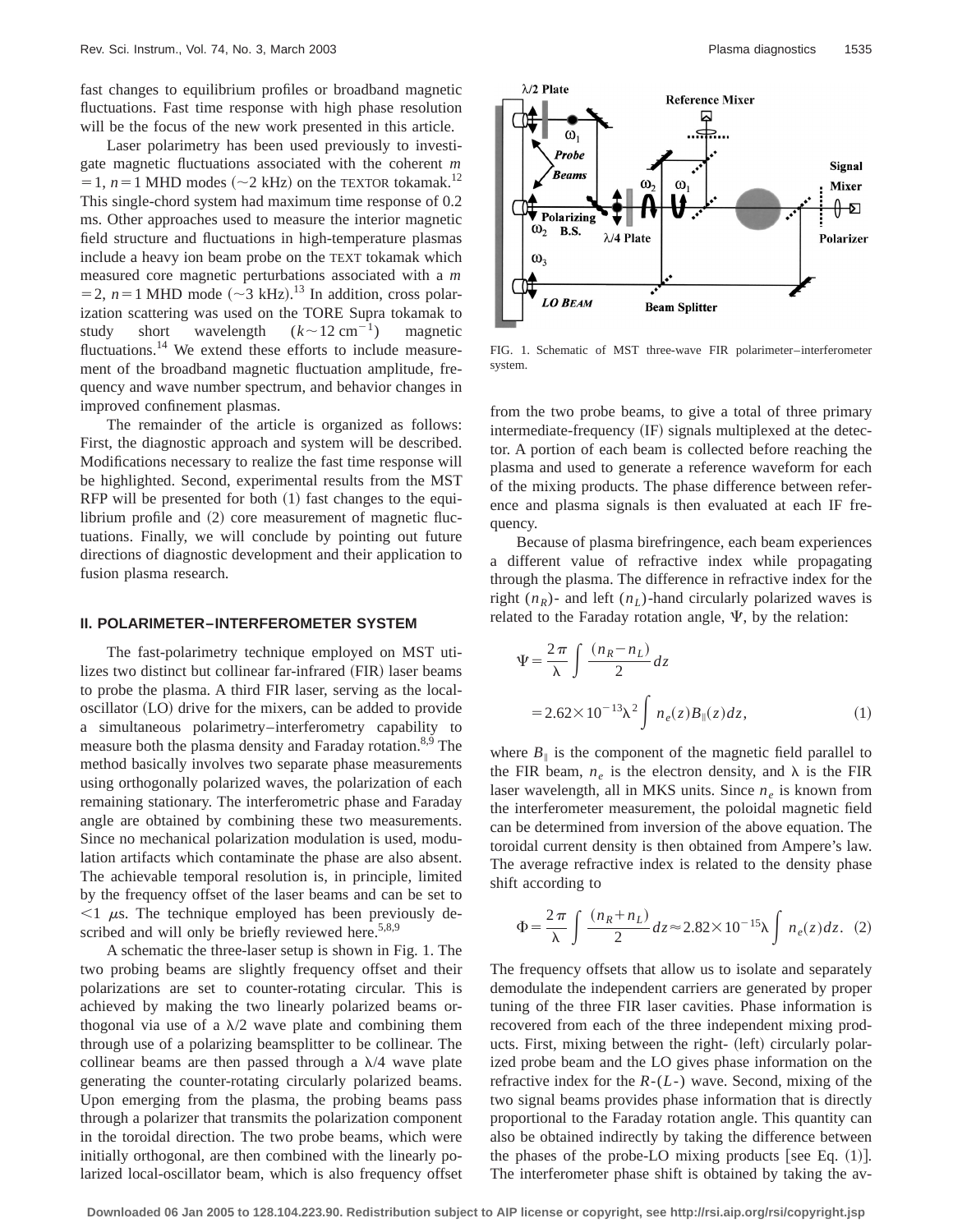fast changes to equilibrium profiles or broadband magnetic fluctuations. Fast time response with high phase resolution will be the focus of the new work presented in this article.

Laser polarimetry has been used previously to investigate magnetic fluctuations associated with the coherent $m=1$, $n=1$ MHD modes (~2 kHz) on the TEXTOR tokamak.[12] This single-chord system had maximum time response of 0.2 ms. Other approaches used to measure the interior magnetic field structure and fluctuations in high-temperature plasmas include a heavy ion beam probe on the TEXT tokamak which measured core magnetic perturbations associated with a $m=2$, $n=1$ MHD mode (~3 kHz).[13] In addition, cross polarization scattering was used on the TORE Supra tokamak to study short wavelength ($k \sim 12\ \mathrm{cm}^{-1}$) magnetic fluctuations.[14] We extend these efforts to include measurement of the broadband magnetic fluctuation amplitude, frequency and wave number spectrum, and behavior changes in improved confinement plasmas.

The remainder of the article is organized as follows: First, the diagnostic approach and system will be described. Modifications necessary to realize the fast time response will be highlighted. Second, experimental results from the MST RFP will be presented for both (1) fast changes to the equilibrium profile and (2) core measurement of magnetic fluctuations. Finally, we will conclude by pointing out future directions of diagnostic development and their application to fusion plasma research.

## II. POLARIMETER–INTERFEROMETER SYSTEM

The fast-polarimetry technique employed on MST utilizes two distinct but collinear far-infrared (FIR) laser beams to probe the plasma. A third FIR laser, serving as the local-oscillator (LO) drive for the mixers, can be added to provide a simultaneous polarimetry–interferometry capability to measure both the plasma density and Faraday rotation.[8,9] The method basically involves two separate phase measurements using orthogonally polarized waves, the polarization of each remaining stationary. The interferometric phase and Faraday angle are obtained by combining these two measurements. Since no mechanical polarization modulation is used, modulation artifacts which contaminate the phase are also absent. The achievable temporal resolution is, in principle, limited by the frequency offset of the laser beams and can be set to $<1\ \mu$s. The technique employed has been previously described and will only be briefly reviewed here.[5,8,9]

A schematic the three-laser setup is shown in Fig. 1. The two probing beams are slightly frequency offset and their polarizations are set to counter-rotating circular. This is achieved by making the two linearly polarized beams orthogonal via use of a $\lambda/2$ wave plate and combining them through use of a polarizing beamsplitter to be collinear. The collinear beams are then passed through a $\lambda/4$ wave plate generating the counter-rotating circularly polarized beams. Upon emerging from the plasma, the probing beams pass through a polarizer that transmits the polarization component in the toroidal direction. The two probe beams, which were initially orthogonal, are then combined with the linearly polarized local-oscillator beam, which is also frequency offset

FIG. 1. Schematic of MST three-wave FIR polarimeter–interferometer system.

from the two probe beams, to give a total of three primary intermediate-frequency (IF) signals multiplexed at the detector. A portion of each beam is collected before reaching the plasma and used to generate a reference waveform for each of the mixing products. The phase difference between reference and plasma signals is then evaluated at each IF frequency.

Because of plasma birefringence, each beam experiences a different value of refractive index while propagating through the plasma. The difference in refractive index for the right ($n_R$)- and left ($n_L$)-hand circularly polarized waves is related to the Faraday rotation angle, $\Psi$, by the relation:

$$\Psi = \frac{2\pi}{\lambda} \int \frac{(n_R - n_L)}{2} dz = 2.62 \times 10^{-13} \lambda^2 \int n_e(z) B_\parallel(z) dz, \tag{1}$$

where $B_\parallel$ is the component of the magnetic field parallel to the FIR beam, $n_e$ is the electron density, and $\lambda$ is the FIR laser wavelength, all in MKS units. Since $n_e$ is known from the interferometer measurement, the poloidal magnetic field can be determined from inversion of the above equation. The toroidal current density is then obtained from Ampere's law. The average refractive index is related to the density phase shift according to

$$\Phi = \frac{2\pi}{\lambda} \int \frac{(n_R + n_L)}{2} dz \approx 2.82 \times 10^{-15} \lambda \int n_e(z) dz. \tag{2}$$

The frequency offsets that allow us to isolate and separately demodulate the independent carriers are generated by proper tuning of the three FIR laser cavities. Phase information is recovered from each of the three independent mixing products. First, mixing between the right- (left) circularly polarized probe beam and the LO gives phase information on the refractive index for the $R$-($L$-) wave. Second, mixing of the two signal beams provides phase information that is directly proportional to the Faraday rotation angle. This quantity can also be obtained indirectly by taking the difference between the phases of the probe-LO mixing products [see Eq. (1)]. The interferometer phase shift is obtained by taking the av-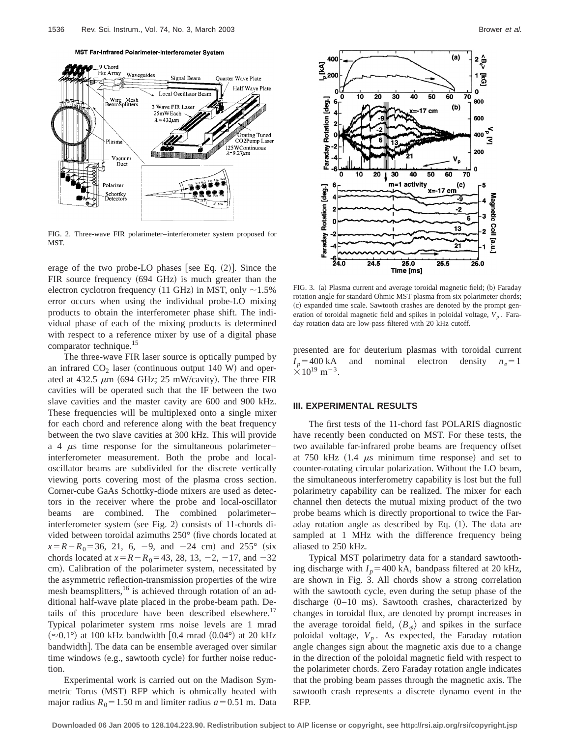FIG. 2. Three-wave FIR polarimeter–interferometer system proposed for MST.

FIG. 3. (a) Plasma current and average toroidal magnetic field; (b) Faraday rotation angle for standard Ohmic MST plasma from six polarimeter chords; (c) expanded time scale. Sawtooth crashes are denoted by the prompt generation of toroidal magnetic field and spikes in poloidal voltage, $V_p$. Faraday rotation data are low-pass filtered with 20 kHz cutoff.

erage of the two probe-LO phases [see Eq. (2)]. Since the FIR source frequency (694 GHz) is much greater than the electron cyclotron frequency (11 GHz) in MST, only ~1.5% error occurs when using the individual probe-LO mixing products to obtain the interferometer phase shift. The individual phase of each of the mixing products is determined with respect to a reference mixer by use of a digital phase comparator technique.[15]

The three-wave FIR laser source is optically pumped by an infrared $CO_2$ laser (continuous output 140 W) and operated at 432.5 $\mu$m (694 GHz; 25 mW/cavity). The three FIR cavities will be operated such that the IF between the two slave cavities and the master cavity are 600 and 900 kHz. These frequencies will be multiplexed onto a single mixer for each chord and reference along with the beat frequency between the two slave cavities at 300 kHz. This will provide a 4 $\mu$s time response for the simultaneous polarimeter–interferometer measurement. Both the probe and local-oscillator beams are subdivided for the discrete vertically viewing ports covering most of the plasma cross section. Corner-cube GaAs Schottky-diode mixers are used as detectors in the receiver where the probe and local-oscillator beams are combined. The combined polarimeter–interferometer system (see Fig. 2) consists of 11-chords divided between toroidal azimuths 250° (five chords located at $x=R-R_0=36$, 21, 6, −9, and −24 cm) and 255° (six chords located at $x=R-R_0=43$, 28, 13, −2, −17, and −32 cm). Calibration of the polarimeter system, necessitated by the asymmetric reflection-transmission properties of the wire mesh beamsplitters,[16] is achieved through rotation of an additional half-wave plate placed in the probe-beam path. Details of this procedure have been described elsewhere.[17] Typical polarimeter system rms noise levels are 1 mrad (≈0.1°) at 100 kHz bandwidth [0.4 mrad (0.04°) at 20 kHz bandwidth]. The data can be ensemble averaged over similar time windows (e.g., sawtooth cycle) for further noise reduction.

Experimental work is carried out on the Madison Symmetric Torus (MST) RFP which is ohmically heated with major radius $R_0=1.50$ m and limiter radius $a=0.51$ m. Data presented are for deuterium plasmas with toroidal current $I_p=400$ kA and nominal electron density $n_e=1\times10^{19}$ m$^{-3}$.

## III. EXPERIMENTAL RESULTS

The first tests of the 11-chord fast POLARIS diagnostic have recently been conducted on MST. For these tests, the two available far-infrared probe beams are frequency offset at 750 kHz (1.4 $\mu$s minimum time response) and set to counter-rotating circular polarization. Without the LO beam, the simultaneous interferometry capability is lost but the full polarimetry capability can be realized. The mixer for each channel then detects the mutual mixing product of the two probe beams which is directly proportional to twice the Faraday rotation angle as described by Eq. (1). The data are sampled at 1 MHz with the difference frequency being aliased to 250 kHz.

Typical MST polarimetry data for a standard sawtoothing discharge with $I_p=400$ kA, bandpass filtered at 20 kHz, are shown in Fig. 3. All chords show a strong correlation with the sawtooth cycle, even during the setup phase of the discharge (0–10 ms). Sawtooth crashes, characterized by changes in toroidal flux, are denoted by prompt increases in the average toroidal field, $\langle B_\phi \rangle$ and spikes in the surface poloidal voltage, $V_p$. As expected, the Faraday rotation angle changes sign about the magnetic axis due to a change in the direction of the poloidal magnetic field with respect to the polarimeter chords. Zero Faraday rotation angle indicates that the probing beam passes through the magnetic axis. The sawtooth crash represents a discrete dynamo event in the RFP.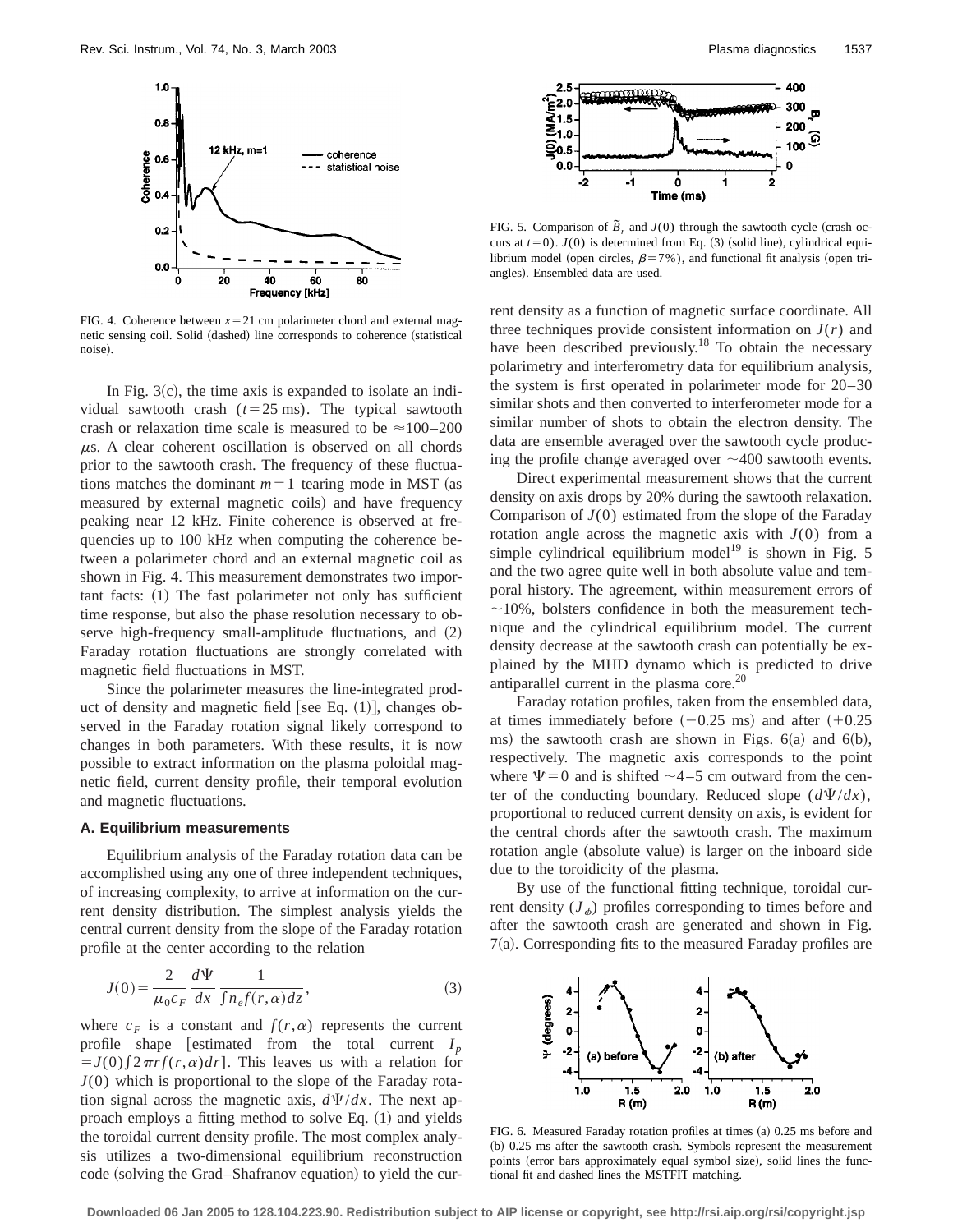FIG. 4. Coherence between $x = 21$ cm polarimeter chord and external magnetic sensing coil. Solid (dashed) line corresponds to coherence (statistical noise).

In Fig. 3(c), the time axis is expanded to isolate an individual sawtooth crash ($t = 25$ ms). The typical sawtooth crash or relaxation time scale is measured to be $\approx 100$–$200$ $\mu$s. A clear coherent oscillation is observed on all chords prior to the sawtooth crash. The frequency of these fluctuations matches the dominant $m = 1$ tearing mode in MST (as measured by external magnetic coils) and have frequency peaking near 12 kHz. Finite coherence is observed at frequencies up to 100 kHz when computing the coherence between a polarimeter chord and an external magnetic coil as shown in Fig. 4. This measurement demonstrates two important facts: (1) The fast polarimeter not only has sufficient time response, but also the phase resolution necessary to observe high-frequency small-amplitude fluctuations, and (2) Faraday rotation fluctuations are strongly correlated with magnetic field fluctuations in MST.

Since the polarimeter measures the line-integrated product of density and magnetic field [see Eq. (1)], changes observed in the Faraday rotation signal likely correspond to changes in both parameters. With these results, it is now possible to extract information on the plasma poloidal magnetic field, current density profile, their temporal evolution and magnetic fluctuations.

### A. Equilibrium measurements

Equilibrium analysis of the Faraday rotation data can be accomplished using any one of three independent techniques, of increasing complexity, to arrive at information on the current density distribution. The simplest analysis yields the central current density from the slope of the Faraday rotation profile at the center according to the relation

$$J(0) = \frac{2}{\mu_0 c_F} \frac{d\Psi}{dx} \frac{1}{\int n_e f(r,\alpha) dz}, \tag{3}$$

where $c_F$ is a constant and $f(r,\alpha)$ represents the current profile shape [estimated from the total current $I_p = J(0) \int 2\pi r f(r,\alpha) dr$]. This leaves us with a relation for $J(0)$ which is proportional to the slope of the Faraday rotation signal across the magnetic axis, $d\Psi/dx$. The next approach employs a fitting method to solve Eq. (1) and yields the toroidal current density profile. The most complex analysis utilizes a two-dimensional equilibrium reconstruction code (solving the Grad–Shafranov equation) to yield the current density as a function of magnetic surface coordinate. All three techniques provide consistent information on $J(r)$ and have been described previously.[18] To obtain the necessary polarimetry and interferometry data for equilibrium analysis, the system is first operated in polarimeter mode for 20–30 similar shots and then converted to interferometer mode for a similar number of shots to obtain the electron density. The data are ensemble averaged over the sawtooth cycle producing the profile change averaged over ~400 sawtooth events.

FIG. 5. Comparison of $\tilde{B}_r$ and $J(0)$ through the sawtooth cycle (crash occurs at $t = 0$). $J(0)$ is determined from Eq. (3) (solid line), cylindrical equilibrium model (open circles, $\beta = 7\%$), and functional fit analysis (open triangles). Ensembled data are used.

Direct experimental measurement shows that the current density on axis drops by 20% during the sawtooth relaxation. Comparison of $J(0)$ estimated from the slope of the Faraday rotation angle across the magnetic axis with $J(0)$ from a simple cylindrical equilibrium model[19] is shown in Fig. 5 and the two agree quite well in both absolute value and temporal history. The agreement, within measurement errors of ~10%, bolsters confidence in both the measurement technique and the cylindrical equilibrium model. The current density decrease at the sawtooth crash can potentially be explained by the MHD dynamo which is predicted to drive antiparallel current in the plasma core.[20]

Faraday rotation profiles, taken from the ensembled data, at times immediately before ($-0.25$ ms) and after ($+0.25$ ms) the sawtooth crash are shown in Figs. 6(a) and 6(b), respectively. The magnetic axis corresponds to the point where $\Psi = 0$ and is shifted ~4–5 cm outward from the center of the conducting boundary. Reduced slope ($d\Psi/dx$), proportional to reduced current density on axis, is evident for the central chords after the sawtooth crash. The maximum rotation angle (absolute value) is larger on the inboard side due to the toroidicity of the plasma.

By use of the functional fitting technique, toroidal current density ($J_\phi$) profiles corresponding to times before and after the sawtooth crash are generated and shown in Fig. 7(a). Corresponding fits to the measured Faraday profiles are

FIG. 6. Measured Faraday rotation profiles at times (a) 0.25 ms before and (b) 0.25 ms after the sawtooth crash. Symbols represent the measurement points (error bars approximately equal symbol size), solid lines the functional fit and dashed lines the MSTFIT matching.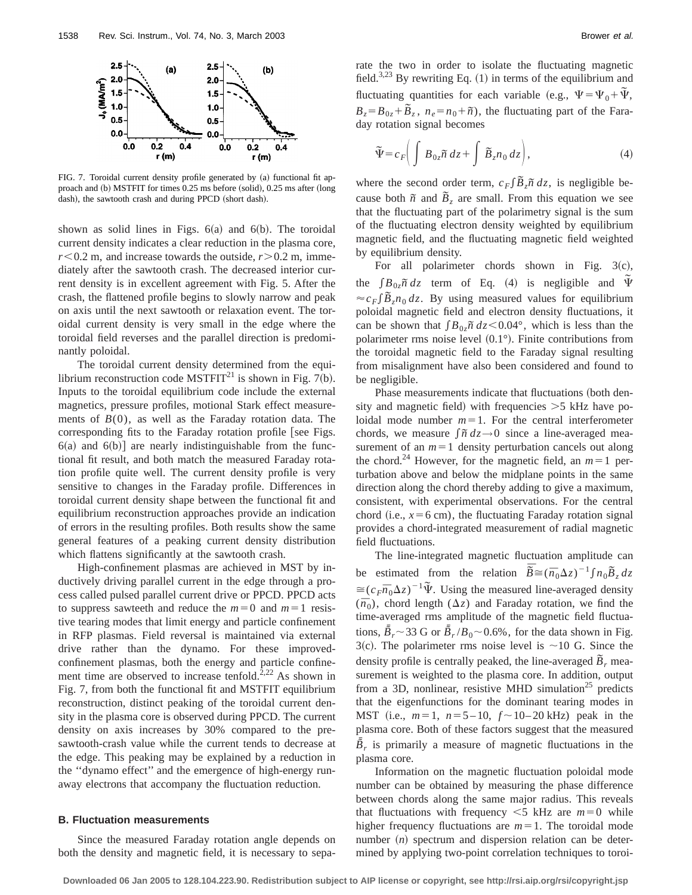FIG. 7. Toroidal current density profile generated by (a) functional fit approach and (b) MSTFIT for times 0.25 ms before (solid), 0.25 ms after (long dash), the sawtooth crash and during PPCD (short dash).

shown as solid lines in Figs. 6(a) and 6(b). The toroidal current density indicates a clear reduction in the plasma core, $r<0.2$ m, and increase towards the outside, $r>0.2$ m, immediately after the sawtooth crash. The decreased interior current density is in excellent agreement with Fig. 5. After the crash, the flattened profile begins to slowly narrow and peak on axis until the next sawtooth or relaxation event. The toroidal current density is very small in the edge where the toroidal field reverses and the parallel direction is predominantly poloidal.

The toroidal current density determined from the equilibrium reconstruction code MSTFIT[21] is shown in Fig. 7(b). Inputs to the toroidal equilibrium code include the external magnetics, pressure profiles, motional Stark effect measurements of $B(0)$, as well as the Faraday rotation data. The corresponding fits to the Faraday rotation profile [see Figs. 6(a) and 6(b)] are nearly indistinguishable from the functional fit result, and both match the measured Faraday rotation profile quite well. The current density profile is very sensitive to changes in the Faraday profile. Differences in toroidal current density shape between the functional fit and equilibrium reconstruction approaches provide an indication of errors in the resulting profiles. Both results show the same general features of a peaking current density distribution which flattens significantly at the sawtooth crash.

High-confinement plasmas are achieved in MST by inductively driving parallel current in the edge through a process called pulsed parallel current drive or PPCD. PPCD acts to suppress sawteeth and reduce the $m=0$ and $m=1$ resistive tearing modes that limit energy and particle confinement in RFP plasmas. Field reversal is maintained via external drive rather than the dynamo. For these improved-confinement plasmas, both the energy and particle confinement time are observed to increase tenfold.[2,22] As shown in Fig. 7, from both the functional fit and MSTFIT equilibrium reconstruction, distinct peaking of the toroidal current density in the plasma core is observed during PPCD. The current density on axis increases by 30% compared to the pre-sawtooth-crash value while the current tends to decrease at the edge. This peaking may be explained by a reduction in the "dynamo effect" and the emergence of high-energy runaway electrons that accompany the fluctuation reduction.

### B. Fluctuation measurements

Since the measured Faraday rotation angle depends on both the density and magnetic field, it is necessary to separate the two in order to isolate the fluctuating magnetic field.[3,23] By rewriting Eq. (1) in terms of the equilibrium and fluctuating quantities for each variable (e.g., $\Psi=\Psi_0+\tilde{\Psi}$, $B_z=B_{0z}+\tilde{B}_z$, $n_e=n_0+\tilde{n}$), the fluctuating part of the Faraday rotation signal becomes

$$\tilde{\Psi}=c_F\left(\int B_{0z}\tilde{n}\,dz+\int \tilde{B}_z n_0\,dz\right), \tag{4}$$

where the second order term, $c_F\int\tilde{B}_z\tilde{n}\,dz$, is negligible because both $\tilde{n}$ and $\tilde{B}_z$ are small. From this equation we see that the fluctuating part of the polarimetry signal is the sum of the fluctuating electron density weighted by equilibrium magnetic field, and the fluctuating magnetic field weighted by equilibrium density.

For all polarimeter chords shown in Fig. 3(c), the $\int B_{0z}\tilde{n}\,dz$ term of Eq. (4) is negligible and $\tilde{\Psi}\approx c_F\int\tilde{B}_z n_0\,dz$. By using measured values for equilibrium poloidal magnetic field and electron density fluctuations, it can be shown that $\int B_{0z}\tilde{n}\,dz<0.04°$, which is less than the polarimeter rms noise level (0.1°). Finite contributions from the toroidal magnetic field to the Faraday signal resulting from misalignment have also been considered and found to be negligible.

Phase measurements indicate that fluctuations (both density and magnetic field) with frequencies $>5$ kHz have poloidal mode number $m=1$. For the central interferometer chords, we measure $\int\tilde{n}\,dz\rightarrow 0$ since a line-averaged measurement of an $m=1$ density perturbation cancels out along the chord.[24] However, for the magnetic field, an $m=1$ perturbation above and below the midplane points in the same direction along the chord thereby adding to give a maximum, consistent, with experimental observations. For the central chord (i.e., $x=6$ cm), the fluctuating Faraday rotation signal provides a chord-integrated measurement of radial magnetic field fluctuations.

The line-integrated magnetic fluctuation amplitude can be estimated from the relation $\bar{\tilde{B}}\cong(\bar{n}_0\Delta z)^{-1}\int n_0\tilde{B}_z\,dz\cong(c_F\bar{n}_0\Delta z)^{-1}\tilde{\Psi}$. Using the measured line-averaged density ($\bar{n}_0$), chord length ($\Delta z$) and Faraday rotation, we find the time-averaged rms amplitude of the magnetic field fluctuations, $\bar{\tilde{B}}_r\sim 33$ G or $\bar{\tilde{B}}_r/B_0\sim 0.6\%$, for the data shown in Fig. 3(c). The polarimeter rms noise level is $\sim 10$ G. Since the density profile is centrally peaked, the line-averaged $\tilde{B}_r$ measurement is weighted to the plasma core. In addition, output from a 3D, nonlinear, resistive MHD simulation[25] predicts that the eigenfunctions for the dominant tearing modes in MST (i.e., $m=1$, $n=5$–10, $f\sim 10$–20 kHz) peak in the plasma core. Both of these factors suggest that the measured $\bar{\tilde{B}}_r$ is primarily a measure of magnetic fluctuations in the plasma core.

Information on the magnetic fluctuation poloidal mode number can be obtained by measuring the phase difference between chords along the same major radius. This reveals that fluctuations with frequency $<5$ kHz are $m=0$ while higher frequency fluctuations are $m=1$. The toroidal mode number ($n$) spectrum and dispersion relation can be determined by applying two-point correlation techniques to toroi-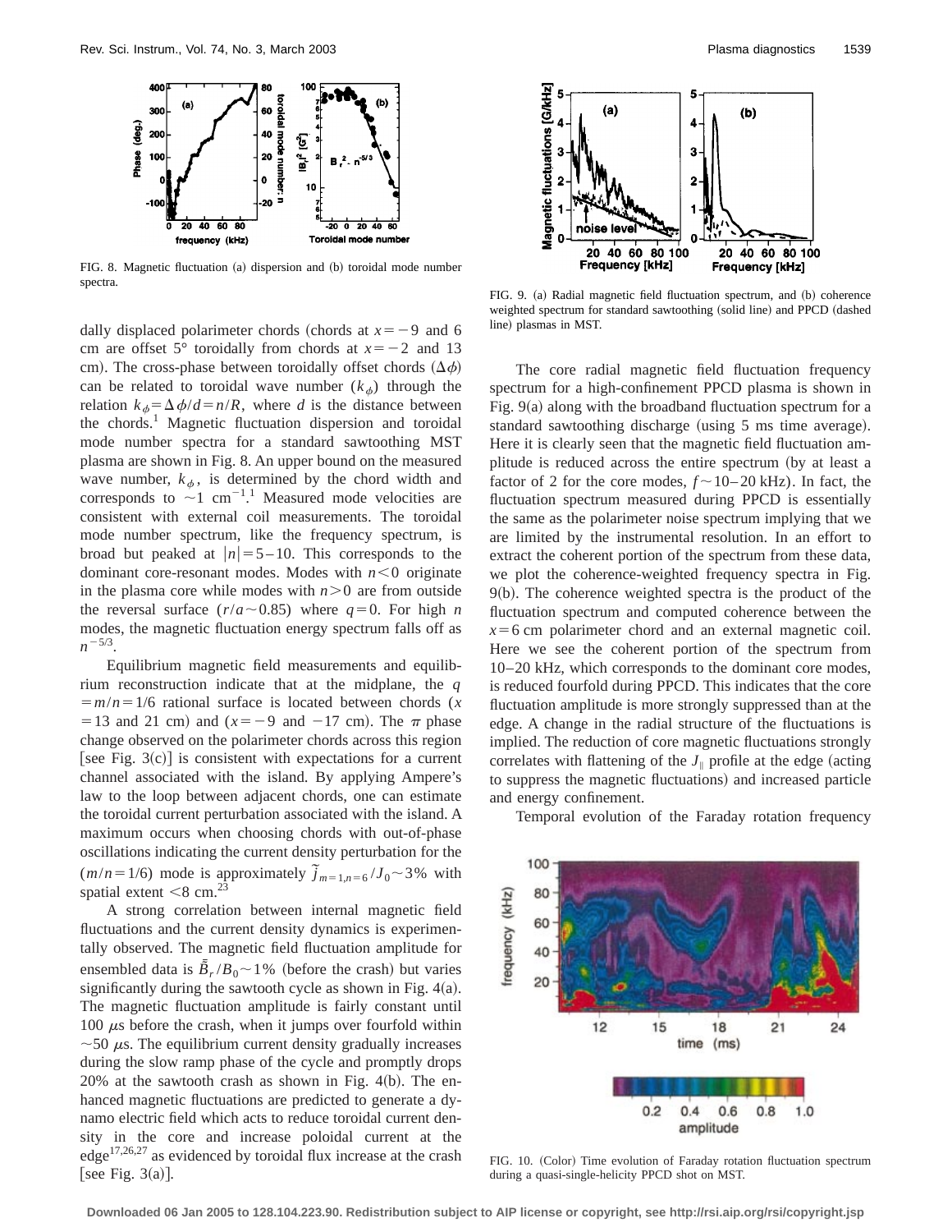FIG. 8. Magnetic fluctuation (a) dispersion and (b) toroidal mode number spectra.

dally displaced polarimeter chords (chords at $x=-9$ and 6 cm are offset 5° toroidally from chords at $x=-2$ and 13 cm). The cross-phase between toroidally offset chords ($\Delta\phi$) can be related to toroidal wave number ($k_\phi$) through the relation $k_\phi=\Delta\phi/d=n/R$, where $d$ is the distance between the chords.[1] Magnetic fluctuation dispersion and toroidal mode number spectra for a standard sawtoothing MST plasma are shown in Fig. 8. An upper bound on the measured wave number, $k_\phi$, is determined by the chord width and corresponds to $\sim 1\ \mathrm{cm}^{-1}$.[1] Measured mode velocities are consistent with external coil measurements. The toroidal mode number spectrum, like the frequency spectrum, is broad but peaked at $|n|=5-10$. This corresponds to the dominant core-resonant modes. Modes with $n<0$ originate in the plasma core while modes with $n>0$ are from outside the reversal surface ($r/a\sim 0.85$) where $q=0$. For high $n$ modes, the magnetic fluctuation energy spectrum falls off as $n^{-5/3}$.

Equilibrium magnetic field measurements and equilibrium reconstruction indicate that at the midplane, the $q=m/n=1/6$ rational surface is located between chords ($x=13$ and 21 cm) and ($x=-9$ and $-17$ cm). The $\pi$ phase change observed on the polarimeter chords across this region [see Fig. 3(c)] is consistent with expectations for a current channel associated with the island. By applying Ampere's law to the loop between adjacent chords, one can estimate the toroidal current perturbation associated with the island. A maximum occurs when choosing chords with out-of-phase oscillations indicating the current density perturbation for the ($m/n=1/6$) mode is approximately $\tilde{j}_{m=1,n=6}/J_0\sim 3\%$ with spatial extent $<8$ cm.[23]

A strong correlation between internal magnetic field fluctuations and the current density dynamics is experimentally observed. The magnetic field fluctuation amplitude for ensembled data is $\bar{\tilde{B}}_r/B_0\sim 1\%$ (before the crash) but varies significantly during the sawtooth cycle as shown in Fig. 4(a). The magnetic fluctuation amplitude is fairly constant until 100 $\mu$s before the crash, when it jumps over fourfold within $\sim 50\ \mu$s. The equilibrium current density gradually increases during the slow ramp phase of the cycle and promptly drops 20% at the sawtooth crash as shown in Fig. 4(b). The enhanced magnetic fluctuations are predicted to generate a dynamo electric field which acts to reduce toroidal current density in the core and increase poloidal current at the edge[17,26,27] as evidenced by toroidal flux increase at the crash [see Fig. 3(a)].

FIG. 9. (a) Radial magnetic field fluctuation spectrum, and (b) coherence weighted spectrum for standard sawtoothing (solid line) and PPCD (dashed line) plasmas in MST.

The core radial magnetic field fluctuation frequency spectrum for a high-confinement PPCD plasma is shown in Fig. 9(a) along with the broadband fluctuation spectrum for a standard sawtoothing discharge (using 5 ms time average). Here it is clearly seen that the magnetic field fluctuation amplitude is reduced across the entire spectrum (by at least a factor of 2 for the core modes, $f\sim 10-20$ kHz). In fact, the fluctuation spectrum measured during PPCD is essentially the same as the polarimeter noise spectrum implying that we are limited by the instrumental resolution. In an effort to extract the coherent portion of the spectrum from these data, we plot the coherence-weighted frequency spectra in Fig. 9(b). The coherence weighted spectra is the product of the fluctuation spectrum and computed coherence between the $x=6$ cm polarimeter chord and an external magnetic coil. Here we see the coherent portion of the spectrum from 10–20 kHz, which corresponds to the dominant core modes, is reduced fourfold during PPCD. This indicates that the core fluctuation amplitude is more strongly suppressed than at the edge. A change in the radial structure of the fluctuations is implied. The reduction of core magnetic fluctuations strongly correlates with flattening of the $J_\parallel$ profile at the edge (acting to suppress the magnetic fluctuations) and increased particle and energy confinement.

Temporal evolution of the Faraday rotation frequency

FIG. 10. (Color) Time evolution of Faraday rotation fluctuation spectrum during a quasi-single-helicity PPCD shot on MST.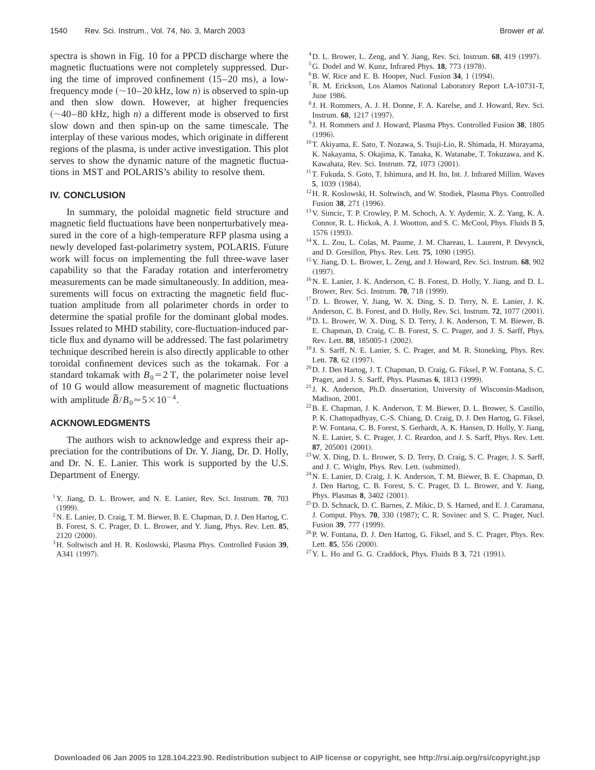spectra is shown in Fig. 10 for a PPCD discharge where the magnetic fluctuations were not completely suppressed. During the time of improved confinement (15–20 ms), a low-frequency mode (~10–20 kHz, low $n$) is observed to spin-up and then slow down. However, at higher frequencies (~40–80 kHz, high $n$) a different mode is observed to first slow down and then spin-up on the same timescale. The interplay of these various modes, which originate in different regions of the plasma, is under active investigation. This plot serves to show the dynamic nature of the magnetic fluctuations in MST and POLARIS's ability to resolve them.

## IV. CONCLUSION

In summary, the poloidal magnetic field structure and magnetic field fluctuations have been nonperturbatively measured in the core of a high-temperature RFP plasma using a newly developed fast-polarimetry system, POLARIS. Future work will focus on implementing the full three-wave laser capability so that the Faraday rotation and interferometry measurements can be made simultaneously. In addition, measurements will focus on extracting the magnetic field fluctuation amplitude from all polarimeter chords in order to determine the spatial profile for the dominant global modes. Issues related to MHD stability, core-fluctuation-induced particle flux and dynamo will be addressed. The fast polarimetry technique described herein is also directly applicable to other toroidal confinement devices such as the tokamak. For a standard tokamak with $B_0 = 2$ T, the polarimeter noise level of 10 G would allow measurement of magnetic fluctuations with amplitude $\tilde{B}/B_0 \approx 5 \times 10^{-4}$.

## ACKNOWLEDGMENTS

The authors wish to acknowledge and express their appreciation for the contributions of Dr. Y. Jiang, Dr. D. Holly, and Dr. N. E. Lanier. This work is supported by the U.S. Department of Energy.

[1] Y. Jiang, D. L. Brower, and N. E. Lanier, Rev. Sci. Instrum. **70**, 703 (1999).

[2] N. E. Lanier, D. Craig, T. M. Biewer, B. E. Chapman, D. J. Den Hartog, C. B. Forest, S. C. Prager, D. L. Brower, and Y. Jiang, Phys. Rev. Lett. **85**, 2120 (2000).

[3] H. Soltwisch and H. R. Koslowski, Plasma Phys. Controlled Fusion **39**, A341 (1997).

[4] D. L. Brower, L. Zeng, and Y. Jiang, Rev. Sci. Instrum. **68**, 419 (1997).

[5] G. Dodel and W. Kunz, Infrared Phys. **18**, 773 (1978).

[6] B. W. Rice and E. B. Hooper, Nucl. Fusion **34**, 1 (1994).

[7] R. M. Erickson, Los Alamos National Laboratory Report LA-10731-T, June 1986.

[8] J. H. Rommers, A. J. H. Donne, F. A. Karelse, and J. Howard, Rev. Sci. Instrum. **68**, 1217 (1997).

[9] J. H. Rommers and J. Howard, Plasma Phys. Controlled Fusion **38**, 1805 (1996).

[10] T. Akiyama, E. Sato, T. Nozawa, S. Tsuji-Lio, R. Shimada, H. Murayama, K. Nakayama, S. Okajima, K. Tanaka, K. Watanabe, T. Tokuzawa, and K. Kawahata, Rev. Sci. Instrum. **72**, 1073 (2001).

[11] T. Fukuda, S. Goto, T. Ishimura, and H. Ito, Int. J. Infrared Millim. Waves **5**, 1039 (1984).

[12] H. R. Koslowski, H. Soltwisch, and W. Stodiek, Plasma Phys. Controlled Fusion **38**, 271 (1996).

[13] V. Simcic, T. P. Crowley, P. M. Schoch, A. Y. Aydemir, X. Z. Yang, K. A. Connor, R. L. Hickok, A. J. Wootton, and S. C. McCool, Phys. Fluids B **5**, 1576 (1993).

[14] X. L. Zou, L. Colas, M. Paume, J. M. Chareau, L. Laurent, P. Devynck, and D. Gresillon, Phys. Rev. Lett. **75**, 1090 (1995).

[15] Y. Jiang, D. L. Brower, L. Zeng, and J. Howard, Rev. Sci. Instrum. **68**, 902 (1997).

[16] N. E. Lanier, J. K. Anderson, C. B. Forest, D. Holly, Y. Jiang, and D. L. Brower, Rev. Sci. Instrum. **70**, 718 (1999).

[17] D. L. Brower, Y. Jiang, W. X. Ding, S. D. Terry, N. E. Lanier, J. K. Anderson, C. B. Forest, and D. Holly, Rev. Sci. Instrum. **72**, 1077 (2001).

[18] D. L. Brower, W. X. Ding, S. D. Terry, J. K. Anderson, T. M. Biewer, B. E. Chapman, D. Craig, C. B. Forest, S. C. Prager, and J. S. Sarff, Phys. Rev. Lett. **88**, 185005-1 (2002).

[19] J. S. Sarff, N. E. Lanier, S. C. Prager, and M. R. Stoneking, Phys. Rev. Lett. **78**, 62 (1997).

[20] D. J. Den Hartog, J. T. Chapman, D. Craig, G. Fiksel, P. W. Fontana, S. C. Prager, and J. S. Sarff, Phys. Plasmas **6**, 1813 (1999).

[21] J. K. Anderson, Ph.D. dissertation, University of Wisconsin-Madison, Madison, 2001.

[22] B. E. Chapman, J. K. Anderson, T. M. Biewer, D. L. Brower, S. Castillo, P. K. Chattopadhyay, C.-S. Chiang, D. Craig, D. J. Den Hartog, G. Fiksel, P. W. Fontana, C. B. Forest, S. Gerhardt, A. K. Hansen, D. Holly, Y. Jiang, N. E. Lanier, S. C. Prager, J. C. Reardon, and J. S. Sarff, Phys. Rev. Lett. **87**, 205001 (2001).

[23] W. X. Ding, D. L. Brower, S. D. Terry, D. Craig, S. C. Prager, J. S. Sarff, and J. C. Wright, Phys. Rev. Lett. (submitted).

[24] N. E. Lanier, D. Craig, J. K. Anderson, T. M. Biewer, B. E. Chapman, D. J. Den Hartog, C. B. Forest, S. C. Prager, D. L. Brower, and Y. Jiang, Phys. Plasmas **8**, 3402 (2001).

[25] D. D. Schnack, D. C. Barnes, Z. Mikic, D. S. Harned, and E. J. Caramana, J. Comput. Phys. **70**, 330 (1987); C. R. Sovinec and S. C. Prager, Nucl. Fusion **39**, 777 (1999).

[26] P. W. Fontana, D. J. Den Hartog, G. Fiksel, and S. C. Prager, Phys. Rev. Lett. **85**, 556 (2000).

[27] Y. L. Ho and G. G. Craddock, Phys. Fluids B **3**, 721 (1991).